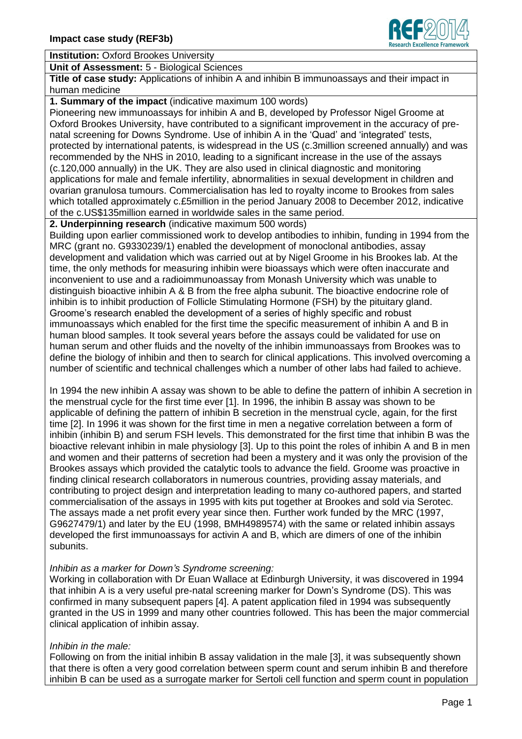**Institution:** Oxford Brookes University

**Unit of Assessment:** 5 - Biological Sciences

**Title of case study:** Applications of inhibin A and inhibin B immunoassays and their impact in human medicine

**1. Summary of the impact** (indicative maximum 100 words)

Pioneering new immunoassays for inhibin A and B, developed by Professor Nigel Groome at Oxford Brookes University, have contributed to a significant improvement in the accuracy of pre-natal screening for Downs Syndrome. Use of inhibin A in the 'Quad' and 'integrated' tests, protected by international patents, is widespread in the US (c.3million screened annually) and was recommended by the NHS in 2010, leading to a significant increase in the use of the assays (c.120,000 annually) in the UK. They are also used in clinical diagnostic and monitoring applications for male and female infertility, abnormalities in sexual development in children and ovarian granulosa tumours. Commercialisation has led to royalty income to Brookes from sales which totalled approximately c.£5million in the period January 2008 to December 2012, indicative of the c.US$135million earned in worldwide sales in the same period.

**2. Underpinning research** (indicative maximum 500 words)

Building upon earlier commissioned work to develop antibodies to inhibin, funding in 1994 from the MRC (grant no. G9330239/1) enabled the development of monoclonal antibodies, assay development and validation which was carried out at by Nigel Groome in his Brookes lab. At the time, the only methods for measuring inhibin were bioassays which were often inaccurate and inconvenient to use and a radioimmunoassay from Monash University which was unable to distinguish bioactive inhibin A & B from the free alpha subunit. The bioactive endocrine role of inhibin is to inhibit production of Follicle Stimulating Hormone (FSH) by the pituitary gland. Groome's research enabled the development of a series of highly specific and robust immunoassays which enabled for the first time the specific measurement of inhibin A and B in human blood samples. It took several years before the assays could be validated for use on human serum and other fluids and the novelty of the inhibin immunoassays from Brookes was to define the biology of inhibin and then to search for clinical applications. This involved overcoming a number of scientific and technical challenges which a number of other labs had failed to achieve.

In 1994 the new inhibin A assay was shown to be able to define the pattern of inhibin A secretion in the menstrual cycle for the first time ever [1]. In 1996, the inhibin B assay was shown to be applicable of defining the pattern of inhibin B secretion in the menstrual cycle, again, for the first time [2]. In 1996 it was shown for the first time in men a negative correlation between a form of inhibin (inhibin B) and serum FSH levels. This demonstrated for the first time that inhibin B was the bioactive relevant inhibin in male physiology [3]. Up to this point the roles of inhibin A and B in men and women and their patterns of secretion had been a mystery and it was only the provision of the Brookes assays which provided the catalytic tools to advance the field. Groome was proactive in finding clinical research collaborators in numerous countries, providing assay materials, and contributing to project design and interpretation leading to many co-authored papers, and started commercialisation of the assays in 1995 with kits put together at Brookes and sold via Serotec. The assays made a net profit every year since then. Further work funded by the MRC (1997, G9627479/1) and later by the EU (1998, BMH4989574) with the same or related inhibin assays developed the first immunoassays for activin A and B, which are dimers of one of the inhibin subunits.

*Inhibin as a marker for Down's Syndrome screening:*

Working in collaboration with Dr Euan Wallace at Edinburgh University, it was discovered in 1994 that inhibin A is a very useful pre-natal screening marker for Down's Syndrome (DS). This was confirmed in many subsequent papers [4]. A patent application filed in 1994 was subsequently granted in the US in 1999 and many other countries followed. This has been the major commercial clinical application of inhibin assay.

*Inhibin in the male:*

Following on from the initial inhibin B assay validation in the male [3], it was subsequently shown that there is often a very good correlation between sperm count and serum inhibin B and therefore inhibin B can be used as a surrogate marker for Sertoli cell function and sperm count in population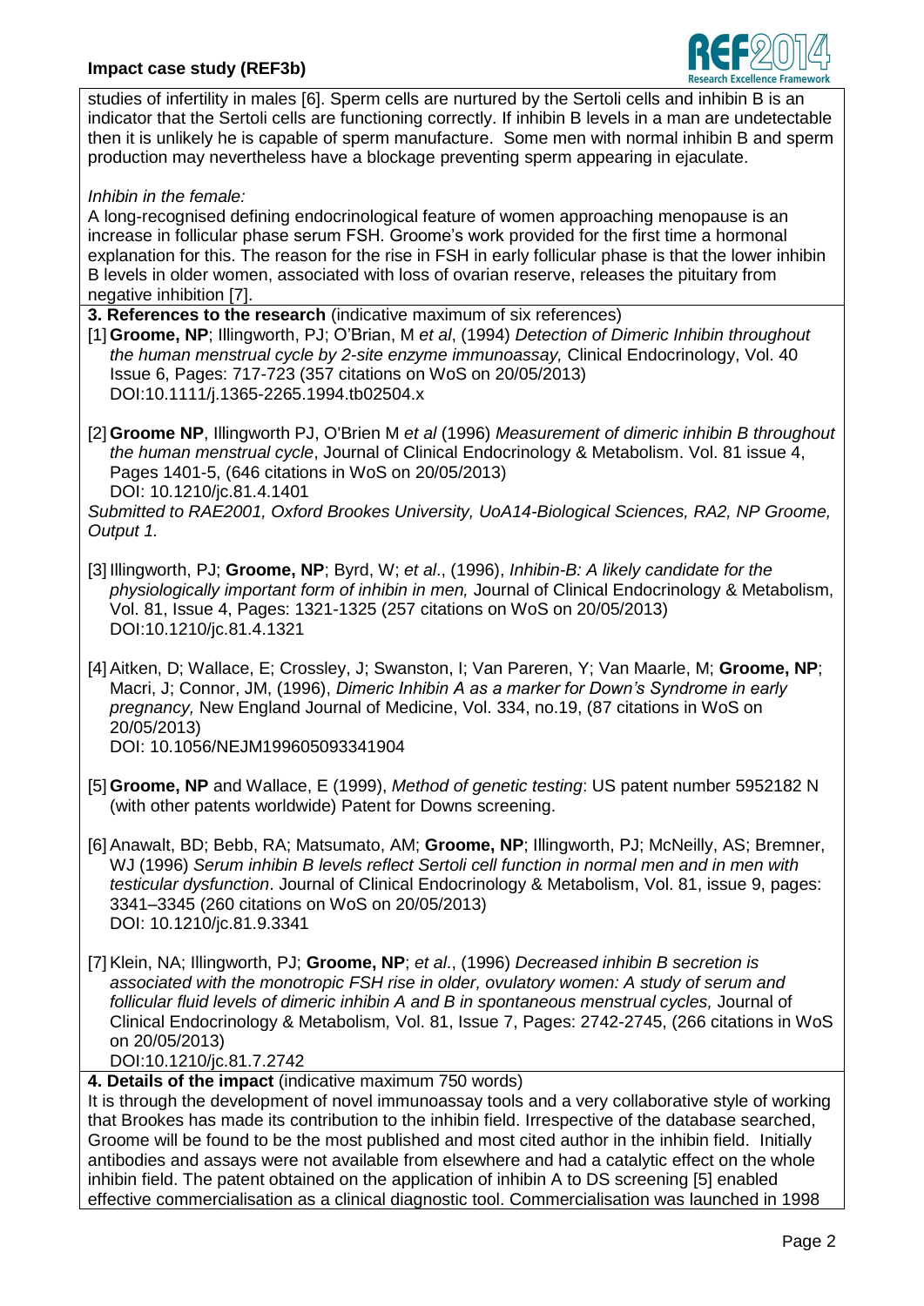studies of infertility in males [6]. Sperm cells are nurtured by the Sertoli cells and inhibin B is an indicator that the Sertoli cells are functioning correctly. If inhibin B levels in a man are undetectable then it is unlikely he is capable of sperm manufacture. Some men with normal inhibin B and sperm production may nevertheless have a blockage preventing sperm appearing in ejaculate.

*Inhibin in the female:*
A long-recognised defining endocrinological feature of women approaching menopause is an increase in follicular phase serum FSH. Groome's work provided for the first time a hormonal explanation for this. The reason for the rise in FSH in early follicular phase is that the lower inhibin B levels in older women, associated with loss of ovarian reserve, releases the pituitary from negative inhibition [7].

**3. References to the research** (indicative maximum of six references)

[1] **Groome, NP**; Illingworth, PJ; O'Brian, M *et al*, (1994) *Detection of Dimeric Inhibin throughout the human menstrual cycle by 2-site enzyme immunoassay,* Clinical Endocrinology, Vol. 40 Issue 6, Pages: 717-723 (357 citations on WoS on 20/05/2013) DOI:10.1111/j.1365-2265.1994.tb02504.x

[2] **Groome NP**, Illingworth PJ, O'Brien M *et al* (1996) *Measurement of dimeric inhibin B throughout the human menstrual cycle*, Journal of Clinical Endocrinology & Metabolism. Vol. 81 issue 4, Pages 1401-5, (646 citations in WoS on 20/05/2013) DOI: 10.1210/jc.81.4.1401

*Submitted to RAE2001, Oxford Brookes University, UoA14-Biological Sciences, RA2, NP Groome, Output 1.*

[3] Illingworth, PJ; **Groome, NP**; Byrd, W; *et al*., (1996), *Inhibin-B: A likely candidate for the physiologically important form of inhibin in men,* Journal of Clinical Endocrinology & Metabolism, Vol. 81, Issue 4, Pages: 1321-1325 (257 citations on WoS on 20/05/2013) DOI:10.1210/jc.81.4.1321

[4] Aitken, D; Wallace, E; Crossley, J; Swanston, I; Van Pareren, Y; Van Maarle, M; **Groome, NP**; Macri, J; Connor, JM, (1996), *Dimeric Inhibin A as a marker for Down's Syndrome in early pregnancy,* New England Journal of Medicine, Vol. 334, no.19, (87 citations in WoS on 20/05/2013) DOI: 10.1056/NEJM199605093341904

[5] **Groome, NP** and Wallace, E (1999), *Method of genetic testing*: US patent number 5952182 N (with other patents worldwide) Patent for Downs screening.

[6] Anawalt, BD; Bebb, RA; Matsumato, AM; **Groome, NP**; Illingworth, PJ; McNeilly, AS; Bremner, WJ (1996) *Serum inhibin B levels reflect Sertoli cell function in normal men and in men with testicular dysfunction*. Journal of Clinical Endocrinology & Metabolism, Vol. 81, issue 9, pages: 3341–3345 (260 citations on WoS on 20/05/2013) DOI: 10.1210/jc.81.9.3341

[7] Klein, NA; Illingworth, PJ; **Groome, NP**; *et al*., (1996) *Decreased inhibin B secretion is associated with the monotropic FSH rise in older, ovulatory women: A study of serum and follicular fluid levels of dimeric inhibin A and B in spontaneous menstrual cycles,* Journal of Clinical Endocrinology & Metabolism*,* Vol. 81, Issue 7, Pages: 2742-2745, (266 citations in WoS on 20/05/2013) DOI:10.1210/jc.81.7.2742

**4. Details of the impact** (indicative maximum 750 words)

It is through the development of novel immunoassay tools and a very collaborative style of working that Brookes has made its contribution to the inhibin field. Irrespective of the database searched, Groome will be found to be the most published and most cited author in the inhibin field. Initially antibodies and assays were not available from elsewhere and had a catalytic effect on the whole inhibin field. The patent obtained on the application of inhibin A to DS screening [5] enabled effective commercialisation as a clinical diagnostic tool. Commercialisation was launched in 1998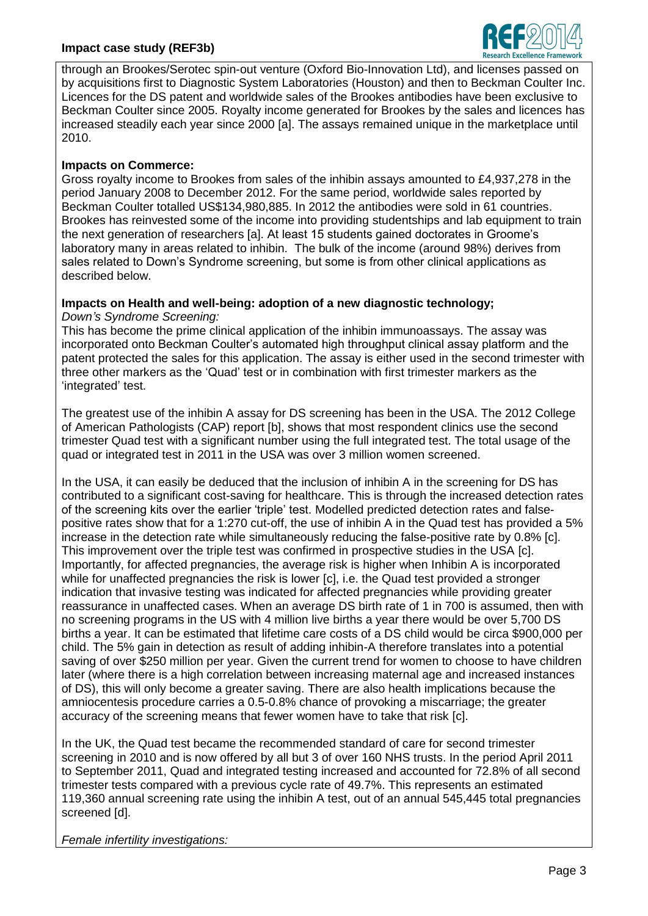through an Brookes/Serotec spin-out venture (Oxford Bio-Innovation Ltd), and licenses passed on by acquisitions first to Diagnostic System Laboratories (Houston) and then to Beckman Coulter Inc. Licences for the DS patent and worldwide sales of the Brookes antibodies have been exclusive to Beckman Coulter since 2005. Royalty income generated for Brookes by the sales and licences has increased steadily each year since 2000 [a]. The assays remained unique in the marketplace until 2010.

**Impacts on Commerce:**

Gross royalty income to Brookes from sales of the inhibin assays amounted to £4,937,278 in the period January 2008 to December 2012. For the same period, worldwide sales reported by Beckman Coulter totalled US$134,980,885. In 2012 the antibodies were sold in 61 countries. Brookes has reinvested some of the income into providing studentships and lab equipment to train the next generation of researchers [a]. At least 15 students gained doctorates in Groome's laboratory many in areas related to inhibin. The bulk of the income (around 98%) derives from sales related to Down's Syndrome screening, but some is from other clinical applications as described below.

**Impacts on Health and well-being: adoption of a new diagnostic technology;**

*Down's Syndrome Screening:*

This has become the prime clinical application of the inhibin immunoassays. The assay was incorporated onto Beckman Coulter's automated high throughput clinical assay platform and the patent protected the sales for this application. The assay is either used in the second trimester with three other markers as the 'Quad' test or in combination with first trimester markers as the 'integrated' test.

The greatest use of the inhibin A assay for DS screening has been in the USA. The 2012 College of American Pathologists (CAP) report [b], shows that most respondent clinics use the second trimester Quad test with a significant number using the full integrated test. The total usage of the quad or integrated test in 2011 in the USA was over 3 million women screened.

In the USA, it can easily be deduced that the inclusion of inhibin A in the screening for DS has contributed to a significant cost-saving for healthcare. This is through the increased detection rates of the screening kits over the earlier 'triple' test. Modelled predicted detection rates and false-positive rates show that for a 1:270 cut-off, the use of inhibin A in the Quad test has provided a 5% increase in the detection rate while simultaneously reducing the false-positive rate by 0.8% [c]. This improvement over the triple test was confirmed in prospective studies in the USA [c]. Importantly, for affected pregnancies, the average risk is higher when Inhibin A is incorporated while for unaffected pregnancies the risk is lower [c], i.e. the Quad test provided a stronger indication that invasive testing was indicated for affected pregnancies while providing greater reassurance in unaffected cases. When an average DS birth rate of 1 in 700 is assumed, then with no screening programs in the US with 4 million live births a year there would be over 5,700 DS births a year. It can be estimated that lifetime care costs of a DS child would be circa $900,000 per child. The 5% gain in detection as result of adding inhibin-A therefore translates into a potential saving of over $250 million per year. Given the current trend for women to choose to have children later (where there is a high correlation between increasing maternal age and increased instances of DS), this will only become a greater saving. There are also health implications because the amniocentesis procedure carries a 0.5-0.8% chance of provoking a miscarriage; the greater accuracy of the screening means that fewer women have to take that risk [c].

In the UK, the Quad test became the recommended standard of care for second trimester screening in 2010 and is now offered by all but 3 of over 160 NHS trusts. In the period April 2011 to September 2011, Quad and integrated testing increased and accounted for 72.8% of all second trimester tests compared with a previous cycle rate of 49.7%. This represents an estimated 119,360 annual screening rate using the inhibin A test, out of an annual 545,445 total pregnancies screened [d].

*Female infertility investigations:*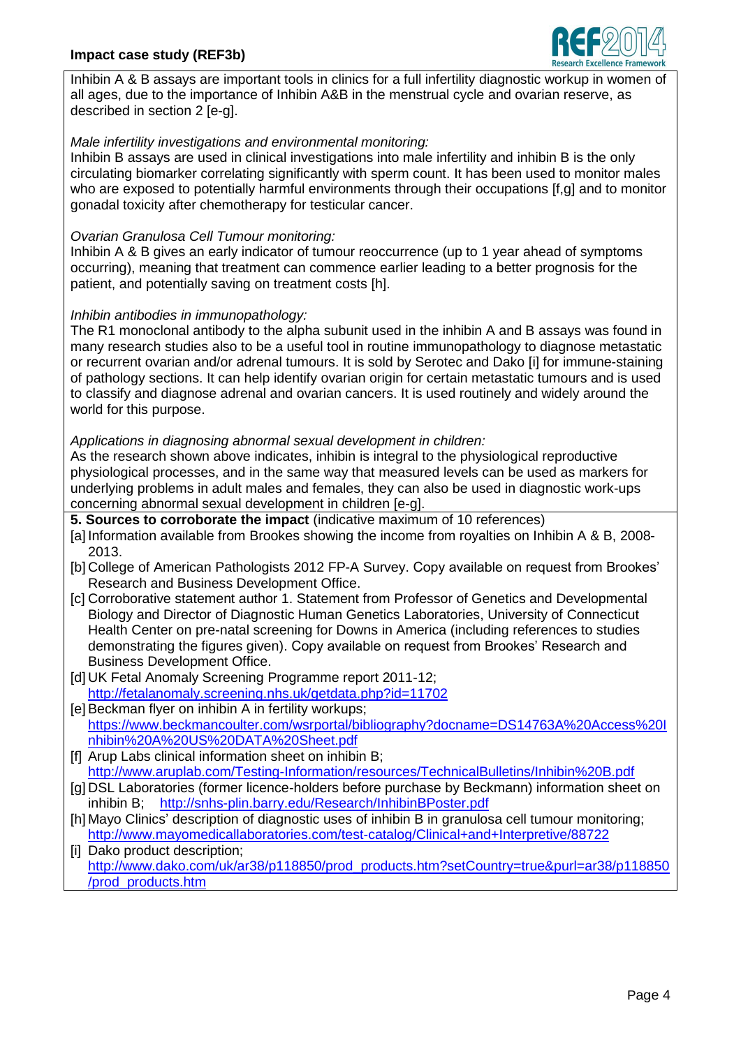Inhibin A & B assays are important tools in clinics for a full infertility diagnostic workup in women of all ages, due to the importance of Inhibin A&B in the menstrual cycle and ovarian reserve, as described in section 2 [e-g].

*Male infertility investigations and environmental monitoring:*
Inhibin B assays are used in clinical investigations into male infertility and inhibin B is the only circulating biomarker correlating significantly with sperm count. It has been used to monitor males who are exposed to potentially harmful environments through their occupations [f,g] and to monitor gonadal toxicity after chemotherapy for testicular cancer.

*Ovarian Granulosa Cell Tumour monitoring:*
Inhibin A & B gives an early indicator of tumour reoccurrence (up to 1 year ahead of symptoms occurring), meaning that treatment can commence earlier leading to a better prognosis for the patient, and potentially saving on treatment costs [h].

*Inhibin antibodies in immunopathology:*
The R1 monoclonal antibody to the alpha subunit used in the inhibin A and B assays was found in many research studies also to be a useful tool in routine immunopathology to diagnose metastatic or recurrent ovarian and/or adrenal tumours. It is sold by Serotec and Dako [i] for immune-staining of pathology sections. It can help identify ovarian origin for certain metastatic tumours and is used to classify and diagnose adrenal and ovarian cancers. It is used routinely and widely around the world for this purpose.

*Applications in diagnosing abnormal sexual development in children:*
As the research shown above indicates, inhibin is integral to the physiological reproductive physiological processes, and in the same way that measured levels can be used as markers for underlying problems in adult males and females, they can also be used in diagnostic work-ups concerning abnormal sexual development in children [e-g].

**5. Sources to corroborate the impact** (indicative maximum of 10 references)

[a] Information available from Brookes showing the income from royalties on Inhibin A & B, 2008-2013.

[b] College of American Pathologists 2012 FP-A Survey. Copy available on request from Brookes' Research and Business Development Office.

[c] Corroborative statement author 1. Statement from Professor of Genetics and Developmental Biology and Director of Diagnostic Human Genetics Laboratories, University of Connecticut Health Center on pre-natal screening for Downs in America (including references to studies demonstrating the figures given). Copy available on request from Brookes' Research and Business Development Office.

[d] UK Fetal Anomaly Screening Programme report 2011-12; http://fetalanomaly.screening.nhs.uk/getdata.php?id=11702

[e] Beckman flyer on inhibin A in fertility workups; https://www.beckmancoulter.com/wsrportal/bibliography?docname=DS14763A%20Access%20Inhibin%20A%20US%20DATA%20Sheet.pdf

[f] Arup Labs clinical information sheet on inhibin B; http://www.aruplab.com/Testing-Information/resources/TechnicalBulletins/Inhibin%20B.pdf

[g] DSL Laboratories (former licence-holders before purchase by Beckmann) information sheet on inhibin B; http://snhs-plin.barry.edu/Research/InhibinBPoster.pdf

[h] Mayo Clinics' description of diagnostic uses of inhibin B in granulosa cell tumour monitoring; http://www.mayomedicallaboratories.com/test-catalog/Clinical+and+Interpretive/88722

[i] Dako product description; http://www.dako.com/uk/ar38/p118850/prod_products.htm?setCountry=true&purl=ar38/p118850/prod_products.htm